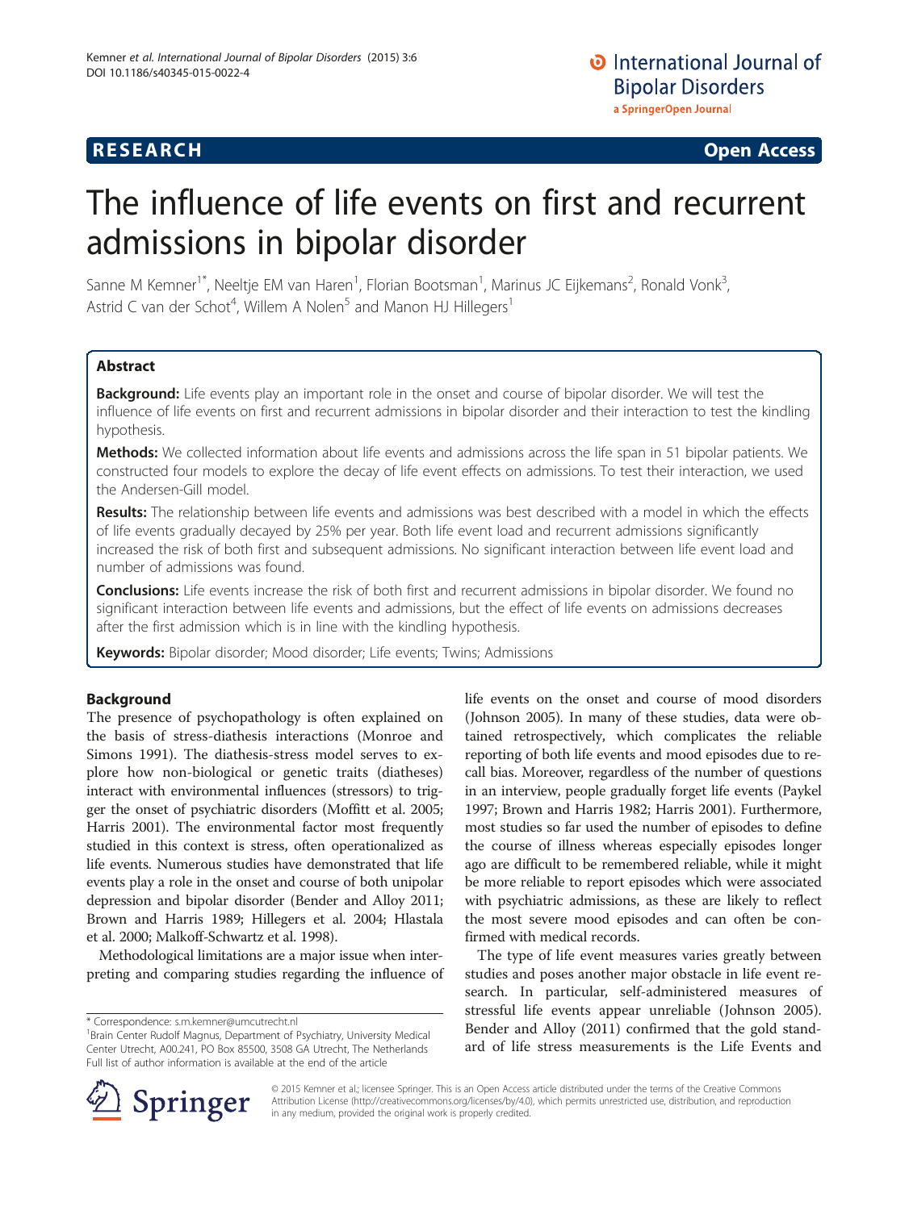# The influence of life events on first and recurrent admissions in bipolar disorder

Sanne M Kemner[1*], Neeltje EM van Haren[1], Florian Bootsman[1], Marinus JC Eijkemans[2], Ronald Vonk[3], Astrid C van der Schot[4], Willem A Nolen[5] and Manon HJ Hillegers[1]

## Abstract

**Background:** Life events play an important role in the onset and course of bipolar disorder. We will test the influence of life events on first and recurrent admissions in bipolar disorder and their interaction to test the kindling hypothesis.

**Methods:** We collected information about life events and admissions across the life span in 51 bipolar patients. We constructed four models to explore the decay of life event effects on admissions. To test their interaction, we used the Andersen-Gill model.

**Results:** The relationship between life events and admissions was best described with a model in which the effects of life events gradually decayed by 25% per year. Both life event load and recurrent admissions significantly increased the risk of both first and subsequent admissions. No significant interaction between life event load and number of admissions was found.

**Conclusions:** Life events increase the risk of both first and recurrent admissions in bipolar disorder. We found no significant interaction between life events and admissions, but the effect of life events on admissions decreases after the first admission which is in line with the kindling hypothesis.

**Keywords:** Bipolar disorder; Mood disorder; Life events; Twins; Admissions

## Background

The presence of psychopathology is often explained on the basis of stress-diathesis interactions (Monroe and Simons 1991). The diathesis-stress model serves to explore how non-biological or genetic traits (diatheses) interact with environmental influences (stressors) to trigger the onset of psychiatric disorders (Moffitt et al. 2005; Harris 2001). The environmental factor most frequently studied in this context is stress, often operationalized as life events. Numerous studies have demonstrated that life events play a role in the onset and course of both unipolar depression and bipolar disorder (Bender and Alloy 2011; Brown and Harris 1989; Hillegers et al. 2004; Hlastala et al. 2000; Malkoff-Schwartz et al. 1998).

Methodological limitations are a major issue when interpreting and comparing studies regarding the influence of life events on the onset and course of mood disorders (Johnson 2005). In many of these studies, data were obtained retrospectively, which complicates the reliable reporting of both life events and mood episodes due to recall bias. Moreover, regardless of the number of questions in an interview, people gradually forget life events (Paykel 1997; Brown and Harris 1982; Harris 2001). Furthermore, most studies so far used the number of episodes to define the course of illness whereas especially episodes longer ago are difficult to be remembered reliable, while it might be more reliable to report episodes which were associated with psychiatric admissions, as these are likely to reflect the most severe mood episodes and can often be confirmed with medical records.

The type of life event measures varies greatly between studies and poses another major obstacle in life event research. In particular, self-administered measures of stressful life events appear unreliable (Johnson 2005). Bender and Alloy (2011) confirmed that the gold standard of life stress measurements is the Life Events and

\* Correspondence: s.m.kemner@umcutrecht.nl
[1]Brain Center Rudolf Magnus, Department of Psychiatry, University Medical Center Utrecht, A00.241, PO Box 85500, 3508 GA Utrecht, The Netherlands
Full list of author information is available at the end of the article

© 2015 Kemner et al.; licensee Springer. This is an Open Access article distributed under the terms of the Creative Commons Attribution License (http://creativecommons.org/licenses/by/4.0), which permits unrestricted use, distribution, and reproduction in any medium, provided the original work is properly credited.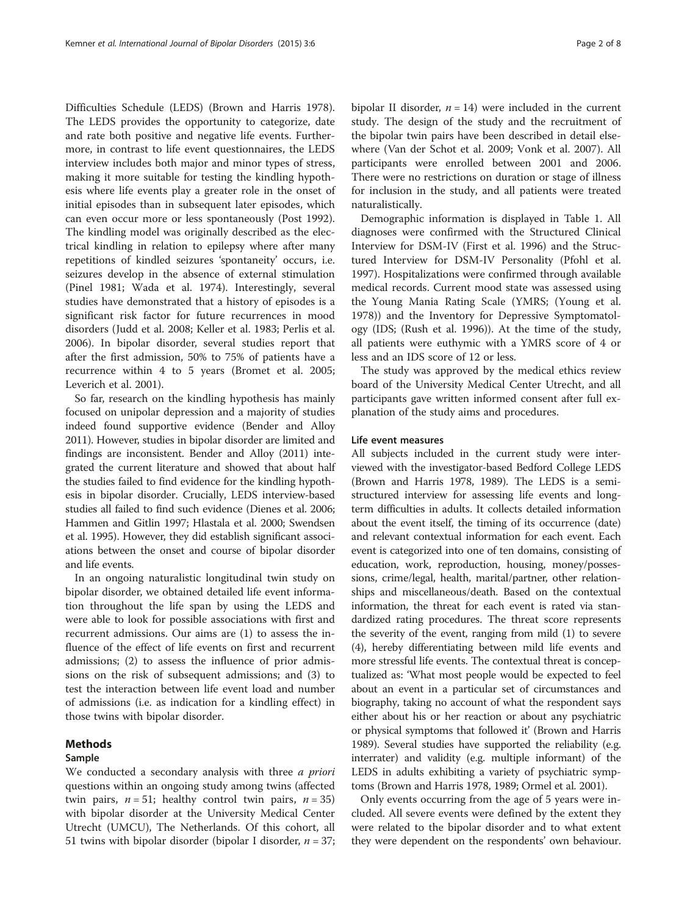Difficulties Schedule (LEDS) (Brown and Harris 1978). The LEDS provides the opportunity to categorize, date and rate both positive and negative life events. Furthermore, in contrast to life event questionnaires, the LEDS interview includes both major and minor types of stress, making it more suitable for testing the kindling hypothesis where life events play a greater role in the onset of initial episodes than in subsequent later episodes, which can even occur more or less spontaneously (Post 1992). The kindling model was originally described as the electrical kindling in relation to epilepsy where after many repetitions of kindled seizures 'spontaneity' occurs, i.e. seizures develop in the absence of external stimulation (Pinel 1981; Wada et al. 1974). Interestingly, several studies have demonstrated that a history of episodes is a significant risk factor for future recurrences in mood disorders (Judd et al. 2008; Keller et al. 1983; Perlis et al. 2006). In bipolar disorder, several studies report that after the first admission, 50% to 75% of patients have a recurrence within 4 to 5 years (Bromet et al. 2005; Leverich et al. 2001).

So far, research on the kindling hypothesis has mainly focused on unipolar depression and a majority of studies indeed found supportive evidence (Bender and Alloy 2011). However, studies in bipolar disorder are limited and findings are inconsistent. Bender and Alloy (2011) integrated the current literature and showed that about half the studies failed to find evidence for the kindling hypothesis in bipolar disorder. Crucially, LEDS interview-based studies all failed to find such evidence (Dienes et al. 2006; Hammen and Gitlin 1997; Hlastala et al. 2000; Swendsen et al. 1995). However, they did establish significant associations between the onset and course of bipolar disorder and life events.

In an ongoing naturalistic longitudinal twin study on bipolar disorder, we obtained detailed life event information throughout the life span by using the LEDS and were able to look for possible associations with first and recurrent admissions. Our aims are (1) to assess the influence of the effect of life events on first and recurrent admissions; (2) to assess the influence of prior admissions on the risk of subsequent admissions; and (3) to test the interaction between life event load and number of admissions (i.e. as indication for a kindling effect) in those twins with bipolar disorder.

## Methods

### Sample

We conducted a secondary analysis with three *a priori* questions within an ongoing study among twins (affected twin pairs, $n = 51$; healthy control twin pairs, $n = 35$) with bipolar disorder at the University Medical Center Utrecht (UMCU), The Netherlands. Of this cohort, all 51 twins with bipolar disorder (bipolar I disorder, $n = 37$; bipolar II disorder, $n = 14$) were included in the current study. The design of the study and the recruitment of the bipolar twin pairs have been described in detail elsewhere (Van der Schot et al. 2009; Vonk et al. 2007). All participants were enrolled between 2001 and 2006. There were no restrictions on duration or stage of illness for inclusion in the study, and all patients were treated naturalistically.

Demographic information is displayed in Table 1. All diagnoses were confirmed with the Structured Clinical Interview for DSM-IV (First et al. 1996) and the Structured Interview for DSM-IV Personality (Pfohl et al. 1997). Hospitalizations were confirmed through available medical records. Current mood state was assessed using the Young Mania Rating Scale (YMRS; (Young et al. 1978)) and the Inventory for Depressive Symptomatology (IDS; (Rush et al. 1996)). At the time of the study, all patients were euthymic with a YMRS score of 4 or less and an IDS score of 12 or less.

The study was approved by the medical ethics review board of the University Medical Center Utrecht, and all participants gave written informed consent after full explanation of the study aims and procedures.

### Life event measures

All subjects included in the current study were interviewed with the investigator-based Bedford College LEDS (Brown and Harris 1978, 1989). The LEDS is a semi-structured interview for assessing life events and long-term difficulties in adults. It collects detailed information about the event itself, the timing of its occurrence (date) and relevant contextual information for each event. Each event is categorized into one of ten domains, consisting of education, work, reproduction, housing, money/possessions, crime/legal, health, marital/partner, other relationships and miscellaneous/death. Based on the contextual information, the threat for each event is rated via standardized rating procedures. The threat score represents the severity of the event, ranging from mild (1) to severe (4), hereby differentiating between mild life events and more stressful life events. The contextual threat is conceptualized as: 'What most people would be expected to feel about an event in a particular set of circumstances and biography, taking no account of what the respondent says either about his or her reaction or about any psychiatric or physical symptoms that followed it' (Brown and Harris 1989). Several studies have supported the reliability (e.g. interrater) and validity (e.g. multiple informant) of the LEDS in adults exhibiting a variety of psychiatric symptoms (Brown and Harris 1978, 1989; Ormel et al. 2001).

Only events occurring from the age of 5 years were included. All severe events were defined by the extent they were related to the bipolar disorder and to what extent they were dependent on the respondents' own behaviour.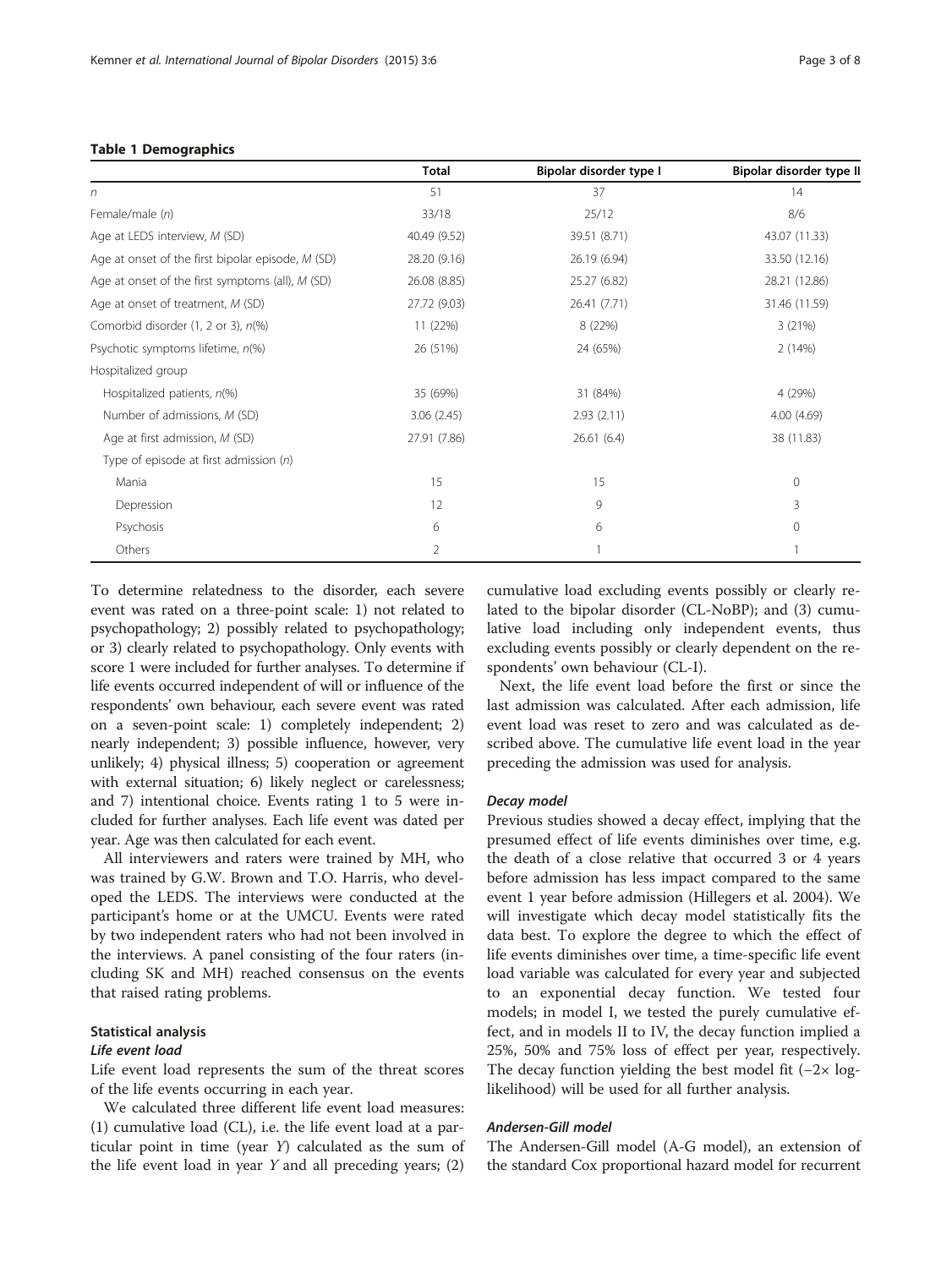**Table 1 Demographics**

| | Total | Bipolar disorder type I | Bipolar disorder type II |
|---|---|---|---|
| *n* | 51 | 37 | 14 |
| Female/male (*n*) | 33/18 | 25/12 | 8/6 |
| Age at LEDS interview, *M* (SD) | 40.49 (9.52) | 39.51 (8.71) | 43.07 (11.33) |
| Age at onset of the first bipolar episode, *M* (SD) | 28.20 (9.16) | 26.19 (6.94) | 33.50 (12.16) |
| Age at onset of the first symptoms (all), *M* (SD) | 26.08 (8.85) | 25.27 (6.82) | 28.21 (12.86) |
| Age at onset of treatment, *M* (SD) | 27.72 (9.03) | 26.41 (7.71) | 31.46 (11.59) |
| Comorbid disorder (1, 2 or 3), *n*(%) | 11 (22%) | 8 (22%) | 3 (21%) |
| Psychotic symptoms lifetime, *n*(%) | 26 (51%) | 24 (65%) | 2 (14%) |
| Hospitalized group | | | |
| Hospitalized patients, *n*(%) | 35 (69%) | 31 (84%) | 4 (29%) |
| Number of admissions, *M* (SD) | 3.06 (2.45) | 2.93 (2.11) | 4.00 (4.69) |
| Age at first admission, *M* (SD) | 27.91 (7.86) | 26.61 (6.4) | 38 (11.83) |
| Type of episode at first admission (*n*) | | | |
| Mania | 15 | 15 | 0 |
| Depression | 12 | 9 | 3 |
| Psychosis | 6 | 6 | 0 |
| Others | 2 | 1 | 1 |

To determine relatedness to the disorder, each severe event was rated on a three-point scale: 1) not related to psychopathology; 2) possibly related to psychopathology; or 3) clearly related to psychopathology. Only events with score 1 were included for further analyses. To determine if life events occurred independent of will or influence of the respondents' own behaviour, each severe event was rated on a seven-point scale: 1) completely independent; 2) nearly independent; 3) possible influence, however, very unlikely; 4) physical illness; 5) cooperation or agreement with external situation; 6) likely neglect or carelessness; and 7) intentional choice. Events rating 1 to 5 were included for further analyses. Each life event was dated per year. Age was then calculated for each event.

All interviewers and raters were trained by MH, who was trained by G.W. Brown and T.O. Harris, who developed the LEDS. The interviews were conducted at the participant's home or at the UMCU. Events were rated by two independent raters who had not been involved in the interviews. A panel consisting of the four raters (including SK and MH) reached consensus on the events that raised rating problems.

## Statistical analysis

### *Life event load*

Life event load represents the sum of the threat scores of the life events occurring in each year.

We calculated three different life event load measures: (1) cumulative load (CL), i.e. the life event load at a particular point in time (year *Y*) calculated as the sum of the life event load in year *Y* and all preceding years; (2) cumulative load excluding events possibly or clearly related to the bipolar disorder (CL-NoBP); and (3) cumulative load including only independent events, thus excluding events possibly or clearly dependent on the respondents' own behaviour (CL-I).

Next, the life event load before the first or since the last admission was calculated. After each admission, life event load was reset to zero and was calculated as described above. The cumulative life event load in the year preceding the admission was used for analysis.

### *Decay model*

Previous studies showed a decay effect, implying that the presumed effect of life events diminishes over time, e.g. the death of a close relative that occurred 3 or 4 years before admission has less impact compared to the same event 1 year before admission (Hillegers et al. 2004). We will investigate which decay model statistically fits the data best. To explore the degree to which the effect of life events diminishes over time, a time-specific life event load variable was calculated for every year and subjected to an exponential decay function. We tested four models; in model I, we tested the purely cumulative effect, and in models II to IV, the decay function implied a 25%, 50% and 75% loss of effect per year, respectively. The decay function yielding the best model fit (−2× log-likelihood) will be used for all further analysis.

### *Andersen-Gill model*

The Andersen-Gill model (A-G model), an extension of the standard Cox proportional hazard model for recurrent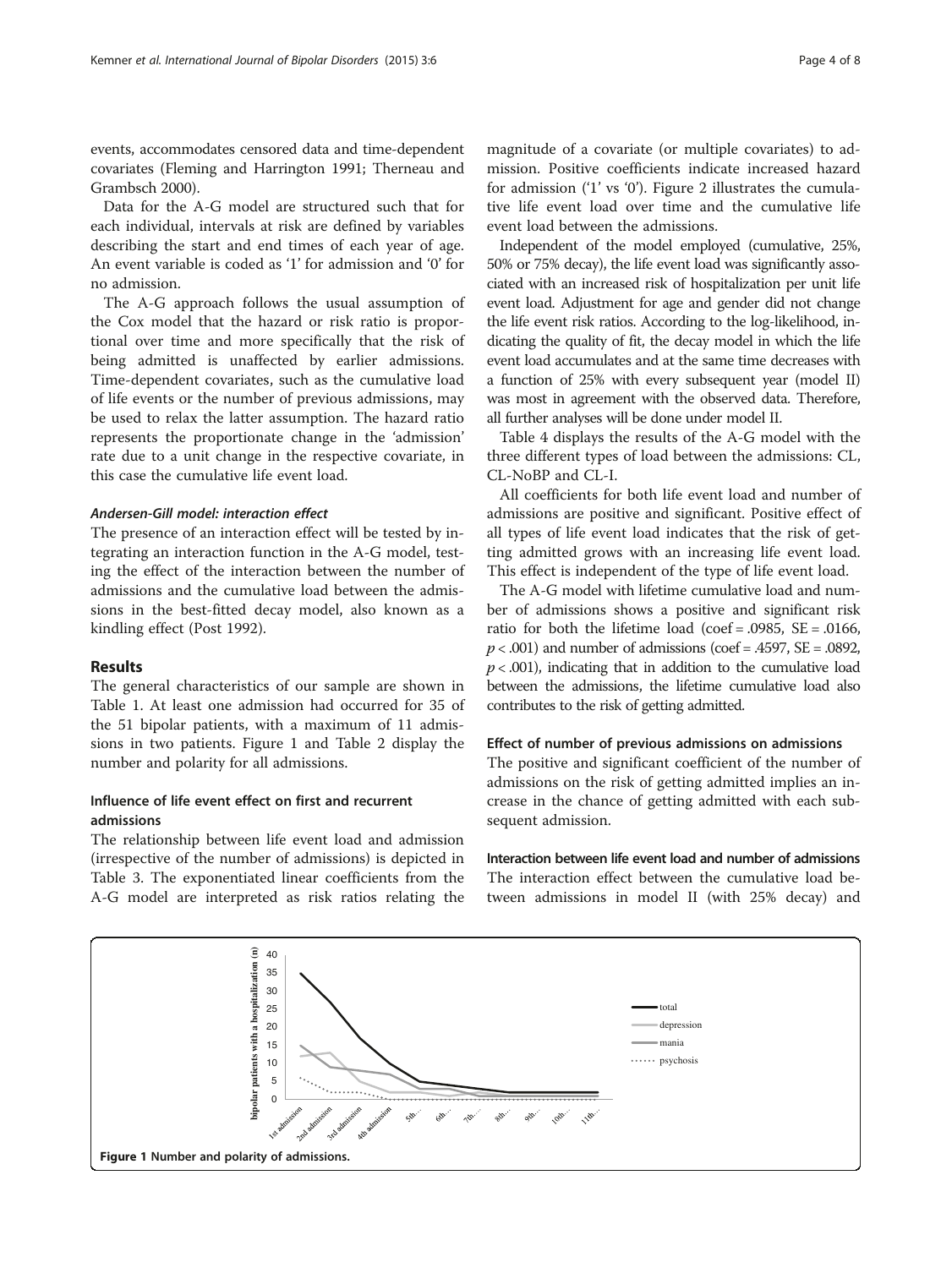events, accommodates censored data and time-dependent covariates (Fleming and Harrington 1991; Therneau and Grambsch 2000).

Data for the A-G model are structured such that for each individual, intervals at risk are defined by variables describing the start and end times of each year of age. An event variable is coded as '1' for admission and '0' for no admission.

The A-G approach follows the usual assumption of the Cox model that the hazard or risk ratio is proportional over time and more specifically that the risk of being admitted is unaffected by earlier admissions. Time-dependent covariates, such as the cumulative load of life events or the number of previous admissions, may be used to relax the latter assumption. The hazard ratio represents the proportionate change in the 'admission' rate due to a unit change in the respective covariate, in this case the cumulative life event load.

#### *Andersen-Gill model: interaction effect*

The presence of an interaction effect will be tested by integrating an interaction function in the A-G model, testing the effect of the interaction between the number of admissions and the cumulative load between the admissions in the best-fitted decay model, also known as a kindling effect (Post 1992).

## Results

The general characteristics of our sample are shown in Table 1. At least one admission had occurred for 35 of the 51 bipolar patients, with a maximum of 11 admissions in two patients. Figure 1 and Table 2 display the number and polarity for all admissions.

### Influence of life event effect on first and recurrent admissions

The relationship between life event load and admission (irrespective of the number of admissions) is depicted in Table 3. The exponentiated linear coefficients from the A-G model are interpreted as risk ratios relating the magnitude of a covariate (or multiple covariates) to admission. Positive coefficients indicate increased hazard for admission ('1' vs '0'). Figure 2 illustrates the cumulative life event load over time and the cumulative life event load between the admissions.

Independent of the model employed (cumulative, 25%, 50% or 75% decay), the life event load was significantly associated with an increased risk of hospitalization per unit life event load. Adjustment for age and gender did not change the life event risk ratios. According to the log-likelihood, indicating the quality of fit, the decay model in which the life event load accumulates and at the same time decreases with a function of 25% with every subsequent year (model II) was most in agreement with the observed data. Therefore, all further analyses will be done under model II.

Table 4 displays the results of the A-G model with the three different types of load between the admissions: CL, CL-NoBP and CL-I.

All coefficients for both life event load and number of admissions are positive and significant. Positive effect of all types of life event load indicates that the risk of getting admitted grows with an increasing life event load. This effect is independent of the type of life event load.

The A-G model with lifetime cumulative load and number of admissions shows a positive and significant risk ratio for both the lifetime load (coef = .0985, SE = .0166, $p < .001$) and number of admissions (coef = .4597, SE = .0892, $p < .001$), indicating that in addition to the cumulative load between the admissions, the lifetime cumulative load also contributes to the risk of getting admitted.

### Effect of number of previous admissions on admissions

The positive and significant coefficient of the number of admissions on the risk of getting admitted implies an increase in the chance of getting admitted with each subsequent admission.

### Interaction between life event load and number of admissions

The interaction effect between the cumulative load between admissions in model II (with 25% decay) and

bipolar patients with a hospitalization (n)
40
35
30
25
20
15
10
5
0
1st admission
2nd admission
3rd admission
4th admission
5th...
6th...
7th...
8th...
9th...
10th...
11th...
total
depression
mania
psychosis

**Figure 1 Number and polarity of admissions.**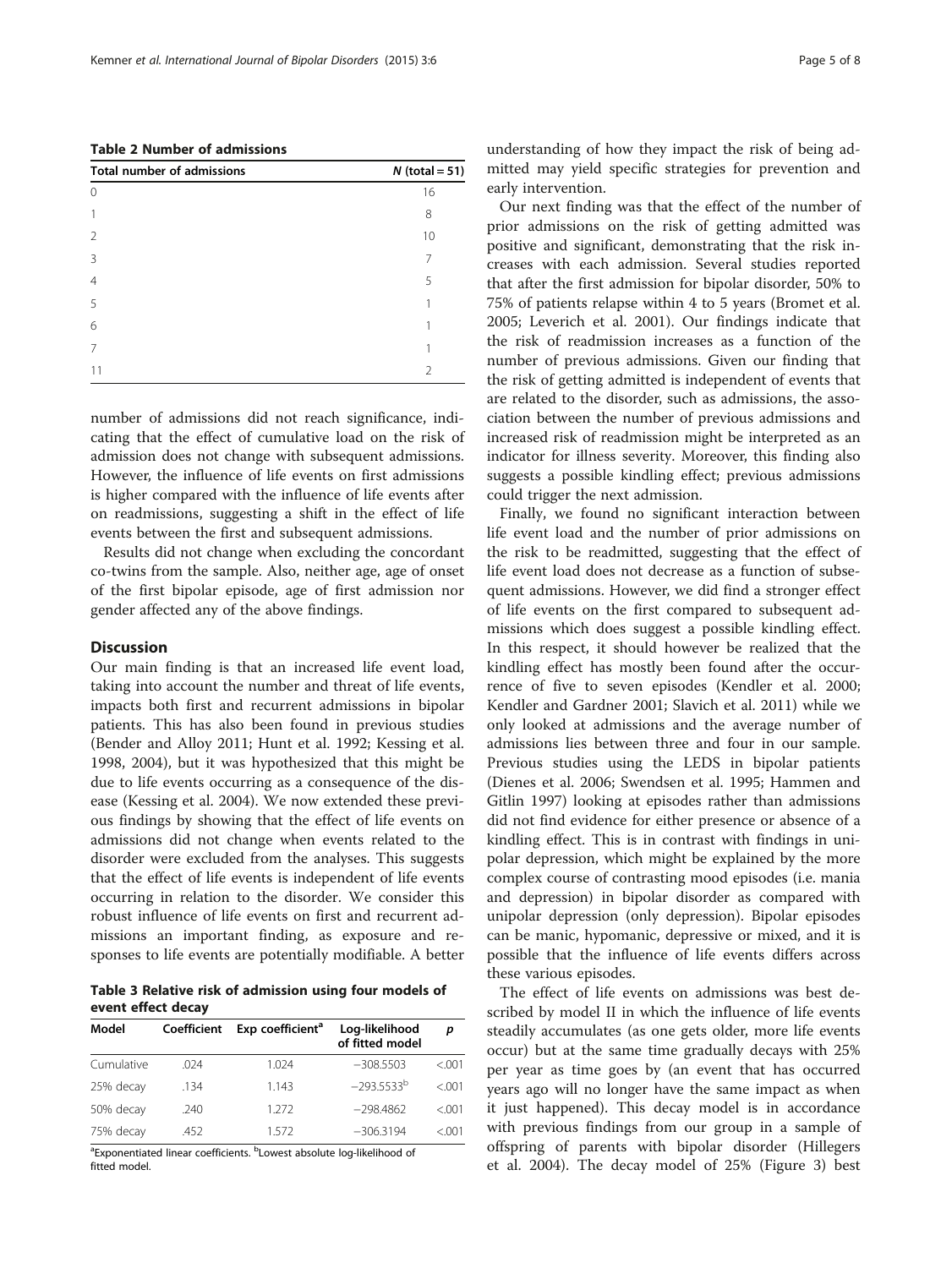**Table 2 Number of admissions**

| Total number of admissions | *N* (total = 51) |
|---|---|
| 0 | 16 |
| 1 | 8 |
| 2 | 10 |
| 3 | 7 |
| 4 | 5 |
| 5 | 1 |
| 6 | 1 |
| 7 | 1 |
| 11 | 2 |

number of admissions did not reach significance, indicating that the effect of cumulative load on the risk of admission does not change with subsequent admissions. However, the influence of life events on first admissions is higher compared with the influence of life events after on readmissions, suggesting a shift in the effect of life events between the first and subsequent admissions.

Results did not change when excluding the concordant co-twins from the sample. Also, neither age, age of onset of the first bipolar episode, age of first admission nor gender affected any of the above findings.

## Discussion

Our main finding is that an increased life event load, taking into account the number and threat of life events, impacts both first and recurrent admissions in bipolar patients. This has also been found in previous studies (Bender and Alloy 2011; Hunt et al. 1992; Kessing et al. 1998, 2004), but it was hypothesized that this might be due to life events occurring as a consequence of the disease (Kessing et al. 2004). We now extended these previous findings by showing that the effect of life events on admissions did not change when events related to the disorder were excluded from the analyses. This suggests that the effect of life events is independent of life events occurring in relation to the disorder. We consider this robust influence of life events on first and recurrent admissions an important finding, as exposure and responses to life events are potentially modifiable. A better understanding of how they impact the risk of being admitted may yield specific strategies for prevention and early intervention.

Our next finding was that the effect of the number of prior admissions on the risk of getting admitted was positive and significant, demonstrating that the risk increases with each admission. Several studies reported that after the first admission for bipolar disorder, 50% to 75% of patients relapse within 4 to 5 years (Bromet et al. 2005; Leverich et al. 2001). Our findings indicate that the risk of readmission increases as a function of the number of previous admissions. Given our finding that the risk of getting admitted is independent of events that are related to the disorder, such as admissions, the association between the number of previous admissions and increased risk of readmission might be interpreted as an indicator for illness severity. Moreover, this finding also suggests a possible kindling effect; previous admissions could trigger the next admission.

Finally, we found no significant interaction between life event load and the number of prior admissions on the risk to be readmitted, suggesting that the effect of life event load does not decrease as a function of subsequent admissions. However, we did find a stronger effect of life events on the first compared to subsequent admissions which does suggest a possible kindling effect. In this respect, it should however be realized that the kindling effect has mostly been found after the occurrence of five to seven episodes (Kendler et al. 2000; Kendler and Gardner 2001; Slavich et al. 2011) while we only looked at admissions and the average number of admissions lies between three and four in our sample. Previous studies using the LEDS in bipolar patients (Dienes et al. 2006; Swendsen et al. 1995; Hammen and Gitlin 1997) looking at episodes rather than admissions did not find evidence for either presence or absence of a kindling effect. This is in contrast with findings in unipolar depression, which might be explained by the more complex course of contrasting mood episodes (i.e. mania and depression) in bipolar disorder as compared with unipolar depression (only depression). Bipolar episodes can be manic, hypomanic, depressive or mixed, and it is possible that the influence of life events differs across these various episodes.

The effect of life events on admissions was best described by model II in which the influence of life events steadily accumulates (as one gets older, more life events occur) but at the same time gradually decays with 25% per year as time goes by (an event that has occurred years ago will no longer have the same impact as when it just happened). This decay model is in accordance with previous findings from our group in a sample of offspring of parents with bipolar disorder (Hillegers et al. 2004). The decay model of 25% (Figure 3) best

**Table 3 Relative risk of admission using four models of event effect decay**

| Model | Coefficient | Exp coefficient[a] | Log-likelihood of fitted model | *p* |
|---|---|---|---|---|
| Cumulative | .024 | 1.024 | −308.5503 | <.001 |
| 25% decay | .134 | 1.143 | −293.5533[b] | <.001 |
| 50% decay | .240 | 1.272 | −298.4862 | <.001 |
| 75% decay | .452 | 1.572 | −306.3194 | <.001 |

[a]Exponentiated linear coefficients. [b]Lowest absolute log-likelihood of fitted model.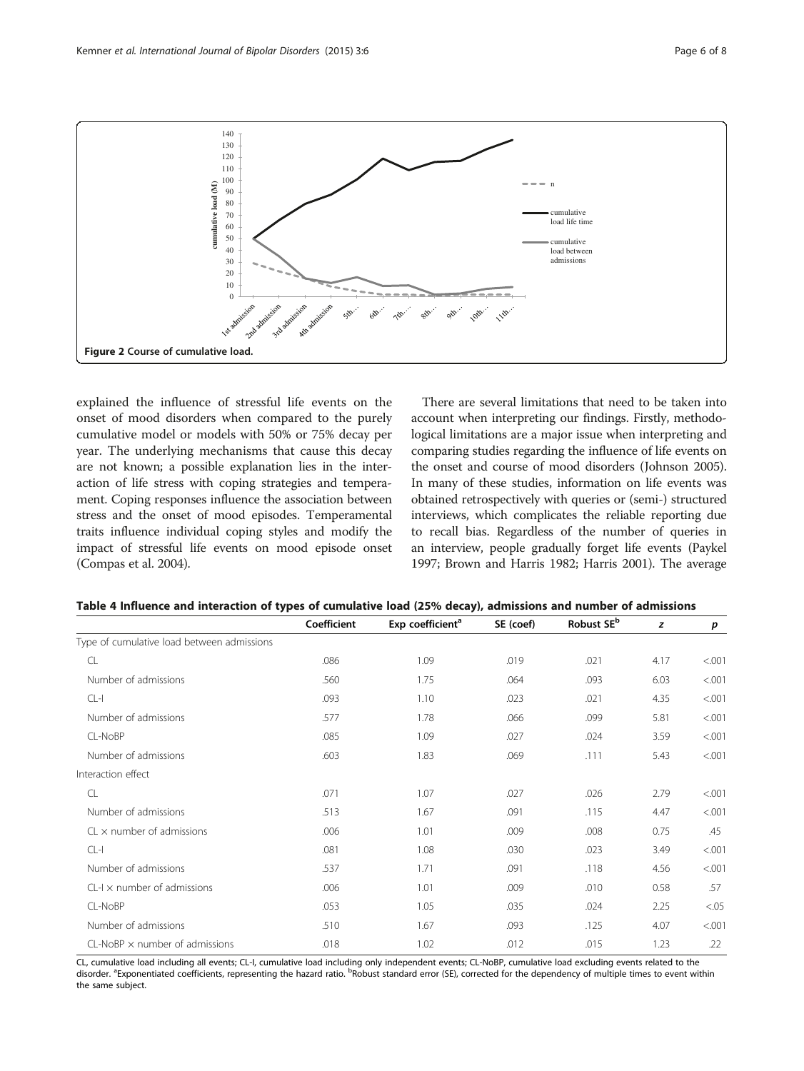140
130
120
110
100
90
80
70
60
50
40
30
20
10
0

cumulative load (M)

n

cumulative load life time

cumulative load between admissions

1st admission
2nd admission
3rd admission
4th admission
5th…
6th…
7th…
8th…
9th…
10th…
11th…

Figure 2 Course of cumulative load.

explained the influence of stressful life events on the onset of mood disorders when compared to the purely cumulative model or models with 50% or 75% decay per year. The underlying mechanisms that cause this decay are not known; a possible explanation lies in the interaction of life stress with coping strategies and temperament. Coping responses influence the association between stress and the onset of mood episodes. Temperamental traits influence individual coping styles and modify the impact of stressful life events on mood episode onset (Compas et al. 2004).

There are several limitations that need to be taken into account when interpreting our findings. Firstly, methodological limitations are a major issue when interpreting and comparing studies regarding the influence of life events on the onset and course of mood disorders (Johnson 2005). In many of these studies, information on life events was obtained retrospectively with queries or (semi-) structured interviews, which complicates the reliable reporting due to recall bias. Regardless of the number of queries in an interview, people gradually forget life events (Paykel 1997; Brown and Harris 1982; Harris 2001). The average

**Table 4 Influence and interaction of types of cumulative load (25% decay), admissions and number of admissions**

| | Coefficient | Exp coefficient[a] | SE (coef) | Robust SE[b] | z | p |
|---|---|---|---|---|---|---|
| Type of cumulative load between admissions | | | | | | |
| CL | .086 | 1.09 | .019 | .021 | 4.17 | <.001 |
| Number of admissions | .560 | 1.75 | .064 | .093 | 6.03 | <.001 |
| CL-I | .093 | 1.10 | .023 | .021 | 4.35 | <.001 |
| Number of admissions | .577 | 1.78 | .066 | .099 | 5.81 | <.001 |
| CL-NoBP | .085 | 1.09 | .027 | .024 | 3.59 | <.001 |
| Number of admissions | .603 | 1.83 | .069 | .111 | 5.43 | <.001 |
| Interaction effect | | | | | | |
| CL | .071 | 1.07 | .027 | .026 | 2.79 | <.001 |
| Number of admissions | .513 | 1.67 | .091 | .115 | 4.47 | <.001 |
| CL × number of admissions | .006 | 1.01 | .009 | .008 | 0.75 | .45 |
| CL-I | .081 | 1.08 | .030 | .023 | 3.49 | <.001 |
| Number of admissions | .537 | 1.71 | .091 | .118 | 4.56 | <.001 |
| CL-I × number of admissions | .006 | 1.01 | .009 | .010 | 0.58 | .57 |
| CL-NoBP | .053 | 1.05 | .035 | .024 | 2.25 | <.05 |
| Number of admissions | .510 | 1.67 | .093 | .125 | 4.07 | <.001 |
| CL-NoBP × number of admissions | .018 | 1.02 | .012 | .015 | 1.23 | .22 |

CL, cumulative load including all events; CL-I, cumulative load including only independent events; CL-NoBP, cumulative load excluding events related to the disorder. [a]Exponentiated coefficients, representing the hazard ratio. [b]Robust standard error (SE), corrected for the dependency of multiple times to event within the same subject.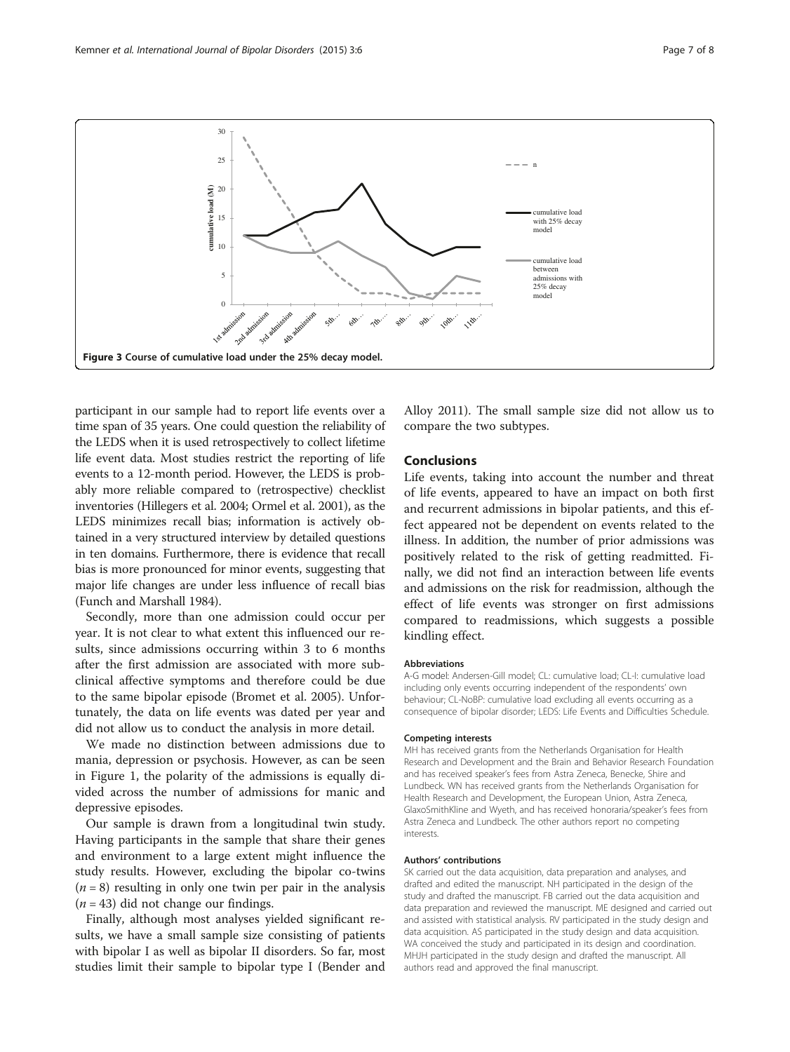30

25

20

15

10

5

0

cumulative load (M)

n

cumulative load with 25% decay model

cumulative load between admissions with 25% decay model

1st admission

2nd admission

3rd admission

4th admission

5th...

6th...

7th...

8th...

9th...

10th...

11th...

**Figure 3** Course of cumulative load under the 25% decay model.

participant in our sample had to report life events over a time span of 35 years. One could question the reliability of the LEDS when it is used retrospectively to collect lifetime life event data. Most studies restrict the reporting of life events to a 12-month period. However, the LEDS is probably more reliable compared to (retrospective) checklist inventories (Hillegers et al. 2004; Ormel et al. 2001), as the LEDS minimizes recall bias; information is actively obtained in a very structured interview by detailed questions in ten domains. Furthermore, there is evidence that recall bias is more pronounced for minor events, suggesting that major life changes are under less influence of recall bias (Funch and Marshall 1984).

Secondly, more than one admission could occur per year. It is not clear to what extent this influenced our results, since admissions occurring within 3 to 6 months after the first admission are associated with more subclinical affective symptoms and therefore could be due to the same bipolar episode (Bromet et al. 2005). Unfortunately, the data on life events was dated per year and did not allow us to conduct the analysis in more detail.

We made no distinction between admissions due to mania, depression or psychosis. However, as can be seen in Figure 1, the polarity of the admissions is equally divided across the number of admissions for manic and depressive episodes.

Our sample is drawn from a longitudinal twin study. Having participants in the sample that share their genes and environment to a large extent might influence the study results. However, excluding the bipolar co-twins ($n = 8$) resulting in only one twin per pair in the analysis ($n = 43$) did not change our findings.

Finally, although most analyses yielded significant results, we have a small sample size consisting of patients with bipolar I as well as bipolar II disorders. So far, most studies limit their sample to bipolar type I (Bender and Alloy 2011). The small sample size did not allow us to compare the two subtypes.

## Conclusions

Life events, taking into account the number and threat of life events, appeared to have an impact on both first and recurrent admissions in bipolar patients, and this effect appeared not be dependent on events related to the illness. In addition, the number of prior admissions was positively related to the risk of getting readmitted. Finally, we did not find an interaction between life events and admissions on the risk for readmission, although the effect of life events was stronger on first admissions compared to readmissions, which suggests a possible kindling effect.

#### Abbreviations

A-G model: Andersen-Gill model; CL: cumulative load; CL-I: cumulative load including only events occurring independent of the respondents' own behaviour; CL-NoBP: cumulative load excluding all events occurring as a consequence of bipolar disorder; LEDS: Life Events and Difficulties Schedule.

#### Competing interests

MH has received grants from the Netherlands Organisation for Health Research and Development and the Brain and Behavior Research Foundation and has received speaker's fees from Astra Zeneca, Benecke, Shire and Lundbeck. WN has received grants from the Netherlands Organisation for Health Research and Development, the European Union, Astra Zeneca, GlaxoSmithKline and Wyeth, and has received honoraria/speaker's fees from Astra Zeneca and Lundbeck. The other authors report no competing interests.

#### Authors' contributions

SK carried out the data acquisition, data preparation and analyses, and drafted and edited the manuscript. NH participated in the design of the study and drafted the manuscript. FB carried out the data acquisition and data preparation and reviewed the manuscript. ME designed and carried out and assisted with statistical analysis. RV participated in the study design and data acquisition. AS participated in the study design and data acquisition. WA conceived the study and participated in its design and coordination. MHJH participated in the study design and drafted the manuscript. All authors read and approved the final manuscript.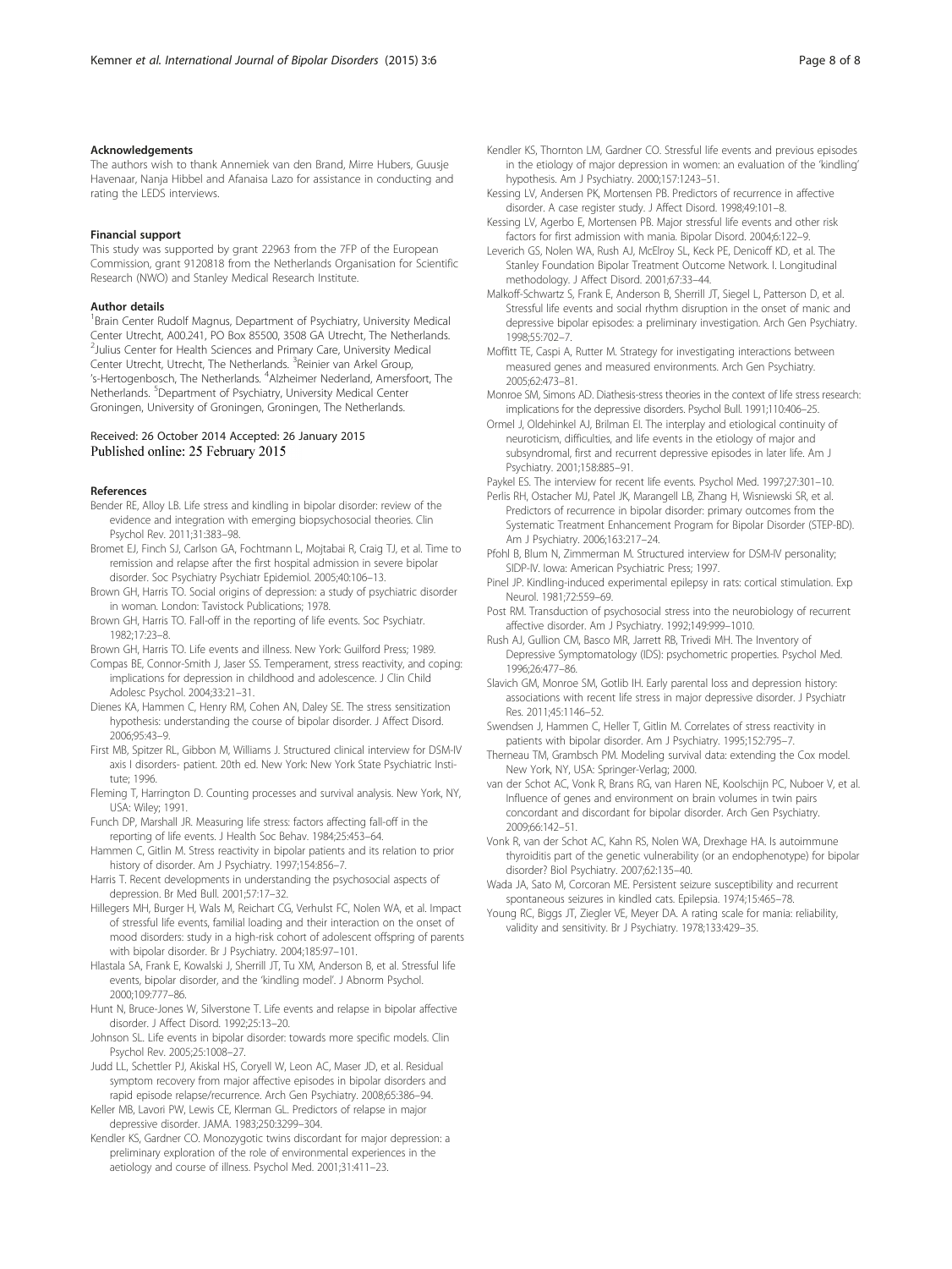#### Acknowledgements

The authors wish to thank Annemiek van den Brand, Mirre Hubers, Guusje Havenaar, Nanja Hibbel and Afanaisa Lazo for assistance in conducting and rating the LEDS interviews.

#### Financial support

This study was supported by grant 22963 from the 7FP of the European Commission, grant 9120818 from the Netherlands Organisation for Scientific Research (NWO) and Stanley Medical Research Institute.

#### Author details

[1]Brain Center Rudolf Magnus, Department of Psychiatry, University Medical Center Utrecht, A00.241, PO Box 85500, 3508 GA Utrecht, The Netherlands. [2]Julius Center for Health Sciences and Primary Care, University Medical Center Utrecht, Utrecht, The Netherlands. [3]Reinier van Arkel Group, 's-Hertogenbosch, The Netherlands. [4]Alzheimer Nederland, Amersfoort, The Netherlands. [5]Department of Psychiatry, University Medical Center Groningen, University of Groningen, Groningen, The Netherlands.

Received: 26 October 2014 Accepted: 26 January 2015
Published online: 25 February 2015

#### References

- Bender RE, Alloy LB. Life stress and kindling in bipolar disorder: review of the evidence and integration with emerging biopsychosocial theories. Clin Psychol Rev. 2011;31:383–98.
- Bromet EJ, Finch SJ, Carlson GA, Fochtmann L, Mojtabai R, Craig TJ, et al. Time to remission and relapse after the first hospital admission in severe bipolar disorder. Soc Psychiatry Psychiatr Epidemiol. 2005;40:106–13.
- Brown GH, Harris TO. Social origins of depression: a study of psychiatric disorder in woman. London: Tavistock Publications; 1978.
- Brown GH, Harris TO. Fall-off in the reporting of life events. Soc Psychiatr. 1982;17:23–8.
- Brown GH, Harris TO. Life events and illness. New York: Guilford Press; 1989.
- Compas BE, Connor-Smith J, Jaser SS. Temperament, stress reactivity, and coping: implications for depression in childhood and adolescence. J Clin Child Adolesc Psychol. 2004;33:21–31.
- Dienes KA, Hammen C, Henry RM, Cohen AN, Daley SE. The stress sensitization hypothesis: understanding the course of bipolar disorder. J Affect Disord. 2006;95:43–9.
- First MB, Spitzer RL, Gibbon M, Williams J. Structured clinical interview for DSM-IV axis I disorders- patient. 20th ed. New York: New York State Psychiatric Institute; 1996.
- Fleming T, Harrington D. Counting processes and survival analysis. New York, NY, USA: Wiley; 1991.
- Funch DP, Marshall JR. Measuring life stress: factors affecting fall-off in the reporting of life events. J Health Soc Behav. 1984;25:453–64.
- Hammen C, Gitlin M. Stress reactivity in bipolar patients and its relation to prior history of disorder. Am J Psychiatry. 1997;154:856–7.
- Harris T. Recent developments in understanding the psychosocial aspects of depression. Br Med Bull. 2001;57:17–32.
- Hillegers MH, Burger H, Wals M, Reichart CG, Verhulst FC, Nolen WA, et al. Impact of stressful life events, familial loading and their interaction on the onset of mood disorders: study in a high-risk cohort of adolescent offspring of parents with bipolar disorder. Br J Psychiatry. 2004;185:97–101.
- Hlastala SA, Frank E, Kowalski J, Sherrill JT, Tu XM, Anderson B, et al. Stressful life events, bipolar disorder, and the 'kindling model'. J Abnorm Psychol. 2000;109:777–86.
- Hunt N, Bruce-Jones W, Silverstone T. Life events and relapse in bipolar affective disorder. J Affect Disord. 1992;25:13–20.
- Johnson SL. Life events in bipolar disorder: towards more specific models. Clin Psychol Rev. 2005;25:1008–27.
- Judd LL, Schettler PJ, Akiskal HS, Coryell W, Leon AC, Maser JD, et al. Residual symptom recovery from major affective episodes in bipolar disorders and rapid episode relapse/recurrence. Arch Gen Psychiatry. 2008;65:386–94.
- Keller MB, Lavori PW, Lewis CE, Klerman GL. Predictors of relapse in major depressive disorder. JAMA. 1983;250:3299–304.
- Kendler KS, Gardner CO. Monozygotic twins discordant for major depression: a preliminary exploration of the role of environmental experiences in the aetiology and course of illness. Psychol Med. 2001;31:411–23.
- Kendler KS, Thornton LM, Gardner CO. Stressful life events and previous episodes in the etiology of major depression in women: an evaluation of the 'kindling' hypothesis. Am J Psychiatry. 2000;157:1243–51.
- Kessing LV, Andersen PK, Mortensen PB. Predictors of recurrence in affective disorder. A case register study. J Affect Disord. 1998;49:101–8.
- Kessing LV, Agerbo E, Mortensen PB. Major stressful life events and other risk factors for first admission with mania. Bipolar Disord. 2004;6:122–9.
- Leverich GS, Nolen WA, Rush AJ, McElroy SL, Keck PE, Denicoff KD, et al. The Stanley Foundation Bipolar Treatment Outcome Network. I. Longitudinal methodology. J Affect Disord. 2001;67:33–44.
- Malkoff-Schwartz S, Frank E, Anderson B, Sherrill JT, Siegel L, Patterson D, et al. Stressful life events and social rhythm disruption in the onset of manic and depressive bipolar episodes: a preliminary investigation. Arch Gen Psychiatry. 1998;55:702–7.
- Moffitt TE, Caspi A, Rutter M. Strategy for investigating interactions between measured genes and measured environments. Arch Gen Psychiatry. 2005;62:473–81.
- Monroe SM, Simons AD. Diathesis-stress theories in the context of life stress research: implications for the depressive disorders. Psychol Bull. 1991;110:406–25.
- Ormel J, Oldehinkel AJ, Brilman EI. The interplay and etiological continuity of neuroticism, difficulties, and life events in the etiology of major and subsyndromal, first and recurrent depressive episodes in later life. Am J Psychiatry. 2001;158:885–91.
- Paykel ES. The interview for recent life events. Psychol Med. 1997;27:301–10.
- Perlis RH, Ostacher MJ, Patel JK, Marangell LB, Zhang H, Wisniewski SR, et al. Predictors of recurrence in bipolar disorder: primary outcomes from the Systematic Treatment Enhancement Program for Bipolar Disorder (STEP-BD). Am J Psychiatry. 2006;163:217–24.
- Pfohl B, Blum N, Zimmerman M. Structured interview for DSM-IV personality; SIDP-IV. Iowa: American Psychiatric Press; 1997.
- Pinel JP. Kindling-induced experimental epilepsy in rats: cortical stimulation. Exp Neurol. 1981;72:559–69.
- Post RM. Transduction of psychosocial stress into the neurobiology of recurrent affective disorder. Am J Psychiatry. 1992;149:999–1010.
- Rush AJ, Gullion CM, Basco MR, Jarrett RB, Trivedi MH. The Inventory of Depressive Symptomatology (IDS): psychometric properties. Psychol Med. 1996;26:477–86.
- Slavich GM, Monroe SM, Gotlib IH. Early parental loss and depression history: associations with recent life stress in major depressive disorder. J Psychiatr Res. 2011;45:1146–52.
- Swendsen J, Hammen C, Heller T, Gitlin M. Correlates of stress reactivity in patients with bipolar disorder. Am J Psychiatry. 1995;152:795–7.
- Therneau TM, Grambsch PM. Modeling survival data: extending the Cox model. New York, NY, USA: Springer-Verlag; 2000.
- van der Schot AC, Vonk R, Brans RG, van Haren NE, Koolschijn PC, Nuboer V, et al. Influence of genes and environment on brain volumes in twin pairs concordant and discordant for bipolar disorder. Arch Gen Psychiatry. 2009;66:142–51.
- Vonk R, van der Schot AC, Kahn RS, Nolen WA, Drexhage HA. Is autoimmune thyroiditis part of the genetic vulnerability (or an endophenotype) for bipolar disorder? Biol Psychiatry. 2007;62:135–40.
- Wada JA, Sato M, Corcoran ME. Persistent seizure susceptibility and recurrent spontaneous seizures in kindled cats. Epilepsia. 1974;15:465–78.
- Young RC, Biggs JT, Ziegler VE, Meyer DA. A rating scale for mania: reliability, validity and sensitivity. Br J Psychiatry. 1978;133:429–35.